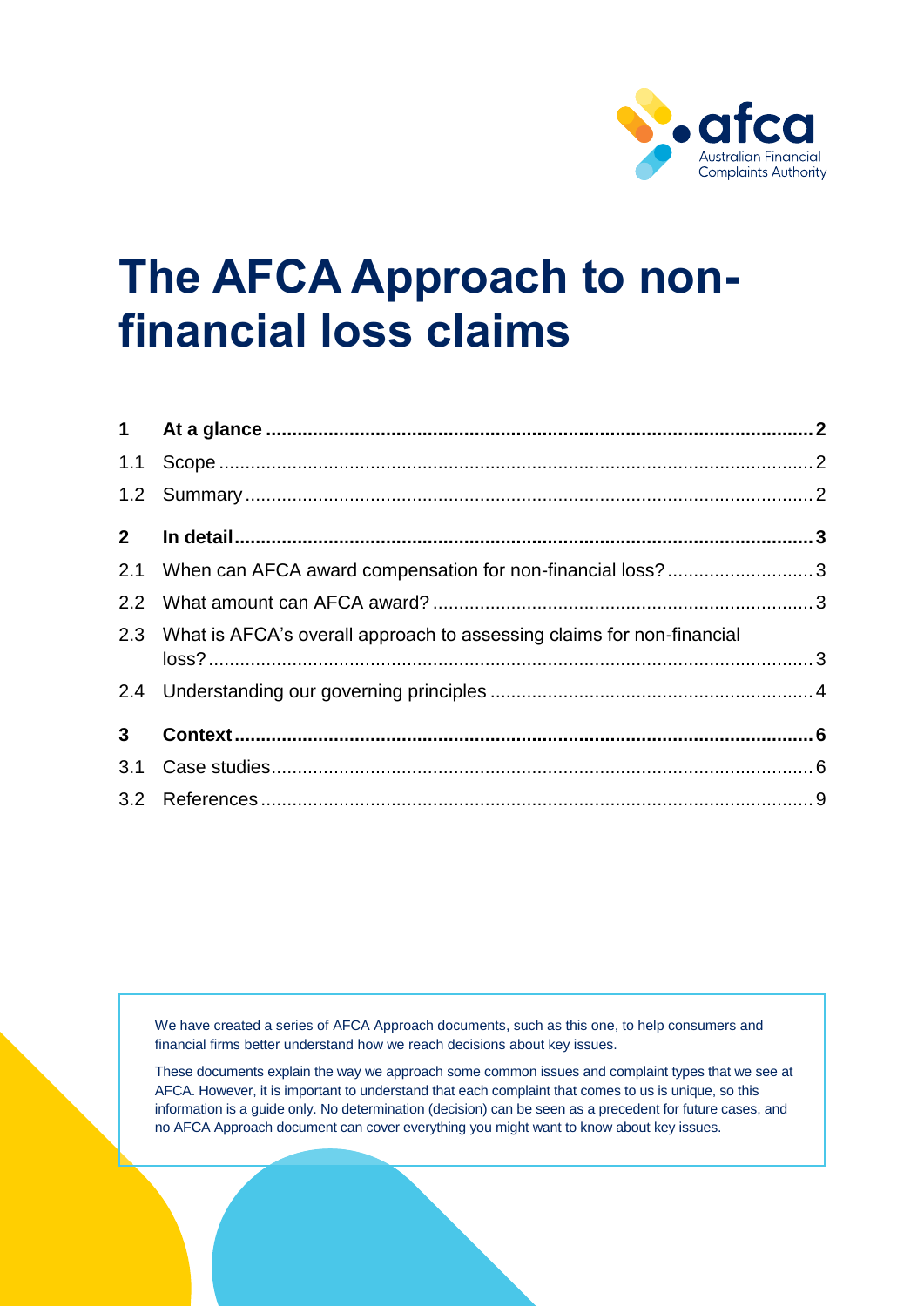# The AFCA Approach to non-financial loss claims

| | | |
|---|---|---|
| **1** | **At a glance** | **2** |
| 1.1 | Scope | 2 |
| 1.2 | Summary | 2 |
| **2** | **In detail** | **3** |
| 2.1 | When can AFCA award compensation for non-financial loss? | 3 |
| 2.2 | What amount can AFCA award? | 3 |
| 2.3 | What is AFCA's overall approach to assessing claims for non-financial loss? | 3 |
| 2.4 | Understanding our governing principles | 4 |
| **3** | **Context** | **6** |
| 3.1 | Case studies | 6 |
| 3.2 | References | 9 |

We have created a series of AFCA Approach documents, such as this one, to help consumers and financial firms better understand how we reach decisions about key issues.

These documents explain the way we approach some common issues and complaint types that we see at AFCA. However, it is important to understand that each complaint that comes to us is unique, so this information is a guide only. No determination (decision) can be seen as a precedent for future cases, and no AFCA Approach document can cover everything you might want to know about key issues.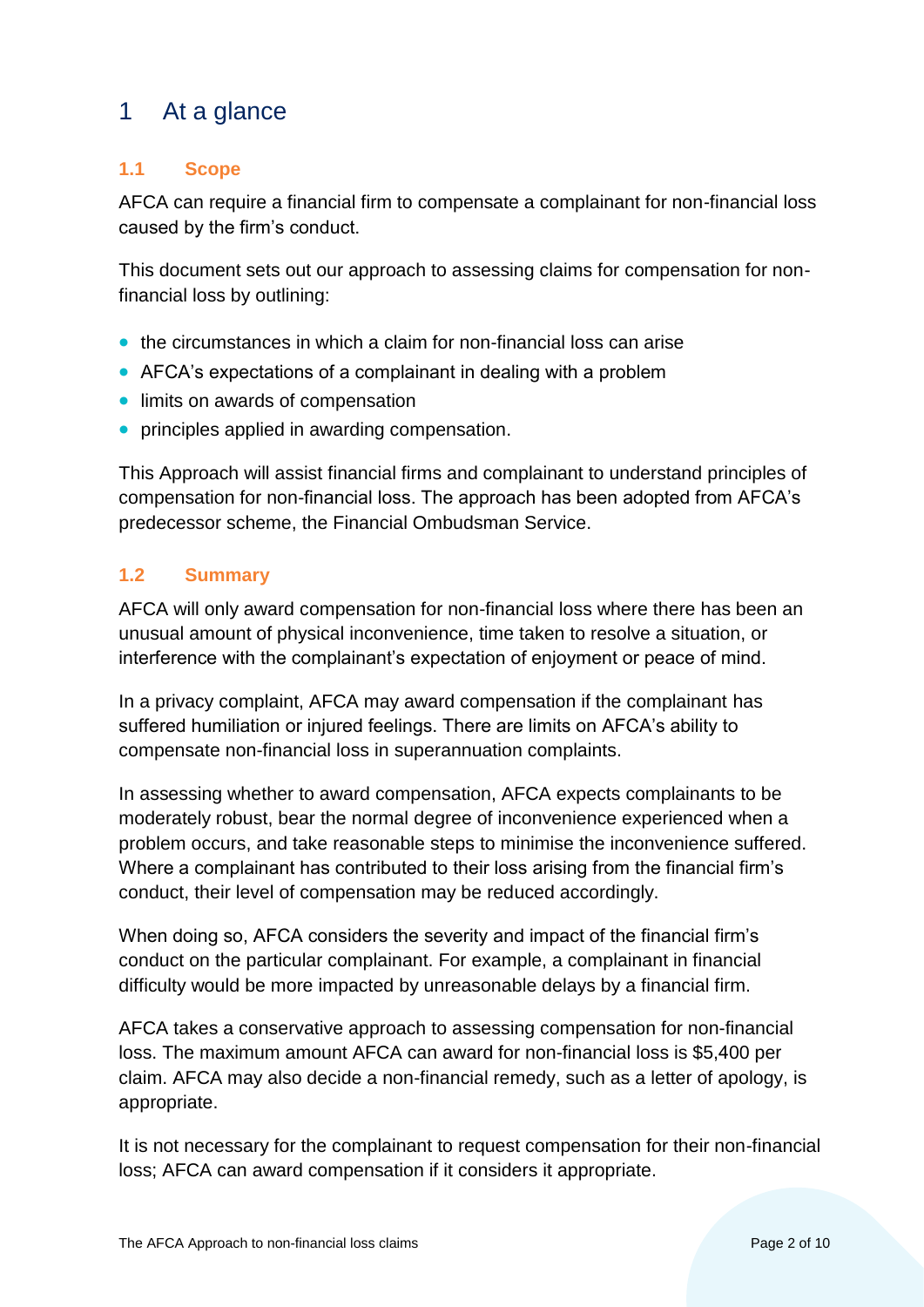# 1 At a glance

### 1.1 Scope

AFCA can require a financial firm to compensate a complainant for non-financial loss caused by the firm's conduct.

This document sets out our approach to assessing claims for compensation for non-financial loss by outlining:

- the circumstances in which a claim for non-financial loss can arise
- AFCA's expectations of a complainant in dealing with a problem
- limits on awards of compensation
- principles applied in awarding compensation.

This Approach will assist financial firms and complainant to understand principles of compensation for non-financial loss. The approach has been adopted from AFCA's predecessor scheme, the Financial Ombudsman Service.

### 1.2 Summary

AFCA will only award compensation for non-financial loss where there has been an unusual amount of physical inconvenience, time taken to resolve a situation, or interference with the complainant's expectation of enjoyment or peace of mind.

In a privacy complaint, AFCA may award compensation if the complainant has suffered humiliation or injured feelings. There are limits on AFCA's ability to compensate non-financial loss in superannuation complaints.

In assessing whether to award compensation, AFCA expects complainants to be moderately robust, bear the normal degree of inconvenience experienced when a problem occurs, and take reasonable steps to minimise the inconvenience suffered. Where a complainant has contributed to their loss arising from the financial firm's conduct, their level of compensation may be reduced accordingly.

When doing so, AFCA considers the severity and impact of the financial firm's conduct on the particular complainant. For example, a complainant in financial difficulty would be more impacted by unreasonable delays by a financial firm.

AFCA takes a conservative approach to assessing compensation for non-financial loss. The maximum amount AFCA can award for non-financial loss is $5,400 per claim. AFCA may also decide a non-financial remedy, such as a letter of apology, is appropriate.

It is not necessary for the complainant to request compensation for their non-financial loss; AFCA can award compensation if it considers it appropriate.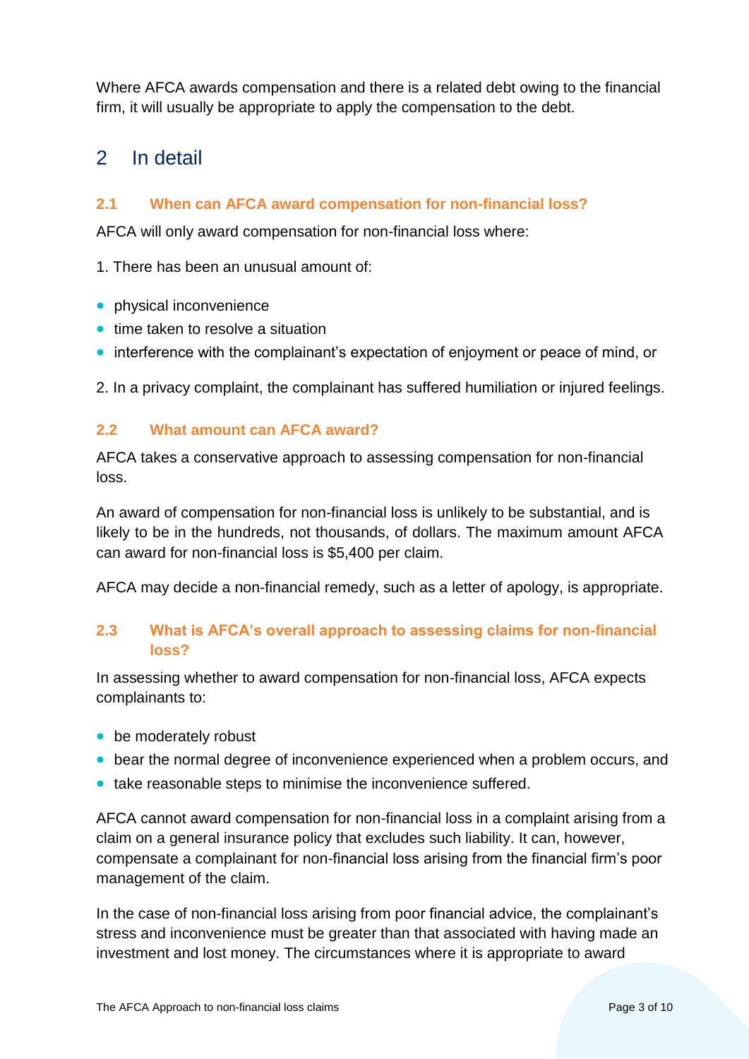Where AFCA awards compensation and there is a related debt owing to the financial firm, it will usually be appropriate to apply the compensation to the debt.

## 2 In detail

### 2.1 When can AFCA award compensation for non-financial loss?

AFCA will only award compensation for non-financial loss where:

1. There has been an unusual amount of:

- physical inconvenience
- time taken to resolve a situation
- interference with the complainant's expectation of enjoyment or peace of mind, or

2. In a privacy complaint, the complainant has suffered humiliation or injured feelings.

### 2.2 What amount can AFCA award?

AFCA takes a conservative approach to assessing compensation for non-financial loss.

An award of compensation for non-financial loss is unlikely to be substantial, and is likely to be in the hundreds, not thousands, of dollars. The maximum amount AFCA can award for non-financial loss is $5,400 per claim.

AFCA may decide a non-financial remedy, such as a letter of apology, is appropriate.

### 2.3 What is AFCA's overall approach to assessing claims for non-financial loss?

In assessing whether to award compensation for non-financial loss, AFCA expects complainants to:

- be moderately robust
- bear the normal degree of inconvenience experienced when a problem occurs, and
- take reasonable steps to minimise the inconvenience suffered.

AFCA cannot award compensation for non-financial loss in a complaint arising from a claim on a general insurance policy that excludes such liability. It can, however, compensate a complainant for non-financial loss arising from the financial firm's poor management of the claim.

In the case of non-financial loss arising from poor financial advice, the complainant's stress and inconvenience must be greater than that associated with having made an investment and lost money. The circumstances where it is appropriate to award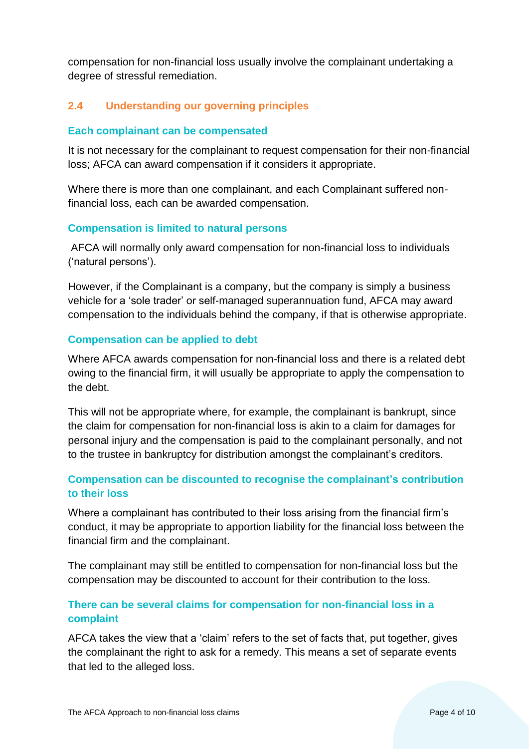compensation for non-financial loss usually involve the complainant undertaking a degree of stressful remediation.

## 2.4 Understanding our governing principles

### Each complainant can be compensated

It is not necessary for the complainant to request compensation for their non-financial loss; AFCA can award compensation if it considers it appropriate.

Where there is more than one complainant, and each Complainant suffered non-financial loss, each can be awarded compensation.

### Compensation is limited to natural persons

AFCA will normally only award compensation for non-financial loss to individuals ('natural persons').

However, if the Complainant is a company, but the company is simply a business vehicle for a 'sole trader' or self-managed superannuation fund, AFCA may award compensation to the individuals behind the company, if that is otherwise appropriate.

### Compensation can be applied to debt

Where AFCA awards compensation for non-financial loss and there is a related debt owing to the financial firm, it will usually be appropriate to apply the compensation to the debt.

This will not be appropriate where, for example, the complainant is bankrupt, since the claim for compensation for non-financial loss is akin to a claim for damages for personal injury and the compensation is paid to the complainant personally, and not to the trustee in bankruptcy for distribution amongst the complainant's creditors.

### Compensation can be discounted to recognise the complainant's contribution to their loss

Where a complainant has contributed to their loss arising from the financial firm's conduct, it may be appropriate to apportion liability for the financial loss between the financial firm and the complainant.

The complainant may still be entitled to compensation for non-financial loss but the compensation may be discounted to account for their contribution to the loss.

### There can be several claims for compensation for non-financial loss in a complaint

AFCA takes the view that a 'claim' refers to the set of facts that, put together, gives the complainant the right to ask for a remedy. This means a set of separate events that led to the alleged loss.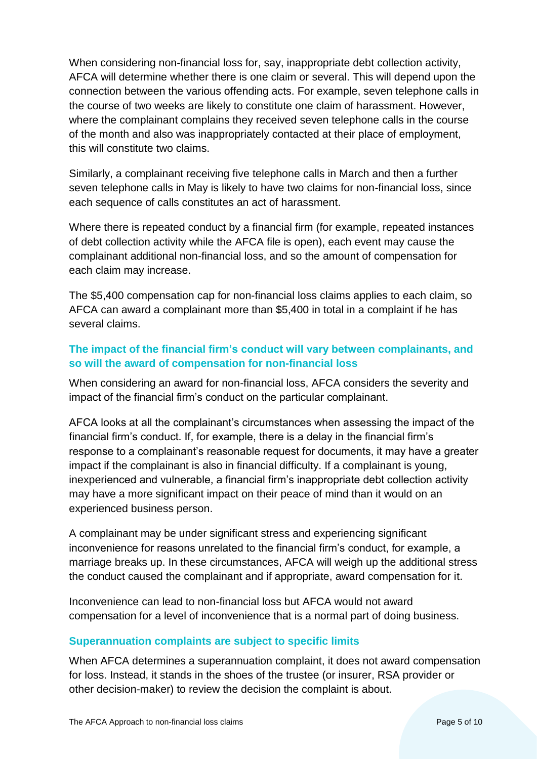When considering non-financial loss for, say, inappropriate debt collection activity, AFCA will determine whether there is one claim or several. This will depend upon the connection between the various offending acts. For example, seven telephone calls in the course of two weeks are likely to constitute one claim of harassment. However, where the complainant complains they received seven telephone calls in the course of the month and also was inappropriately contacted at their place of employment, this will constitute two claims.

Similarly, a complainant receiving five telephone calls in March and then a further seven telephone calls in May is likely to have two claims for non-financial loss, since each sequence of calls constitutes an act of harassment.

Where there is repeated conduct by a financial firm (for example, repeated instances of debt collection activity while the AFCA file is open), each event may cause the complainant additional non-financial loss, and so the amount of compensation for each claim may increase.

The $5,400 compensation cap for non-financial loss claims applies to each claim, so AFCA can award a complainant more than $5,400 in total in a complaint if he has several claims.

### The impact of the financial firm's conduct will vary between complainants, and so will the award of compensation for non-financial loss

When considering an award for non-financial loss, AFCA considers the severity and impact of the financial firm's conduct on the particular complainant.

AFCA looks at all the complainant's circumstances when assessing the impact of the financial firm's conduct. If, for example, there is a delay in the financial firm's response to a complainant's reasonable request for documents, it may have a greater impact if the complainant is also in financial difficulty. If a complainant is young, inexperienced and vulnerable, a financial firm's inappropriate debt collection activity may have a more significant impact on their peace of mind than it would on an experienced business person.

A complainant may be under significant stress and experiencing significant inconvenience for reasons unrelated to the financial firm's conduct, for example, a marriage breaks up. In these circumstances, AFCA will weigh up the additional stress the conduct caused the complainant and if appropriate, award compensation for it.

Inconvenience can lead to non-financial loss but AFCA would not award compensation for a level of inconvenience that is a normal part of doing business.

### Superannuation complaints are subject to specific limits

When AFCA determines a superannuation complaint, it does not award compensation for loss. Instead, it stands in the shoes of the trustee (or insurer, RSA provider or other decision-maker) to review the decision the complaint is about.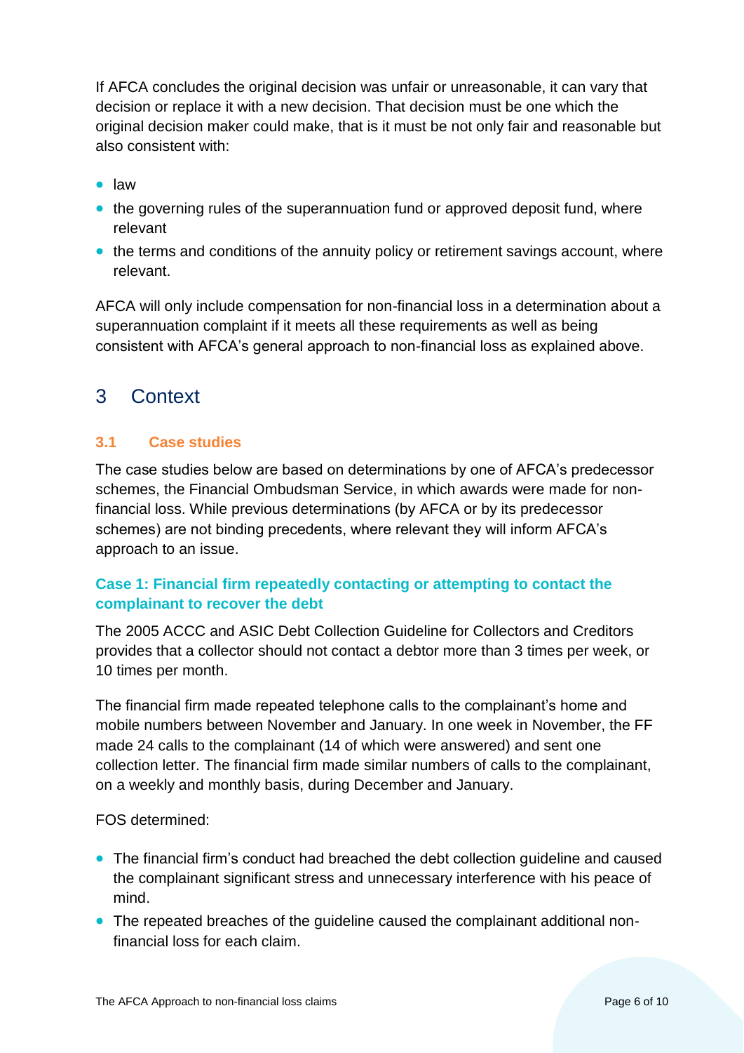If AFCA concludes the original decision was unfair or unreasonable, it can vary that decision or replace it with a new decision. That decision must be one which the original decision maker could make, that is it must be not only fair and reasonable but also consistent with:

- law
- the governing rules of the superannuation fund or approved deposit fund, where relevant
- the terms and conditions of the annuity policy or retirement savings account, where relevant.

AFCA will only include compensation for non-financial loss in a determination about a superannuation complaint if it meets all these requirements as well as being consistent with AFCA's general approach to non-financial loss as explained above.

## 3 Context

### 3.1 Case studies

The case studies below are based on determinations by one of AFCA's predecessor schemes, the Financial Ombudsman Service, in which awards were made for non-financial loss. While previous determinations (by AFCA or by its predecessor schemes) are not binding precedents, where relevant they will inform AFCA's approach to an issue.

#### Case 1: Financial firm repeatedly contacting or attempting to contact the complainant to recover the debt

The 2005 ACCC and ASIC Debt Collection Guideline for Collectors and Creditors provides that a collector should not contact a debtor more than 3 times per week, or 10 times per month.

The financial firm made repeated telephone calls to the complainant's home and mobile numbers between November and January. In one week in November, the FF made 24 calls to the complainant (14 of which were answered) and sent one collection letter. The financial firm made similar numbers of calls to the complainant, on a weekly and monthly basis, during December and January.

FOS determined:

- The financial firm's conduct had breached the debt collection guideline and caused the complainant significant stress and unnecessary interference with his peace of mind.
- The repeated breaches of the guideline caused the complainant additional non-financial loss for each claim.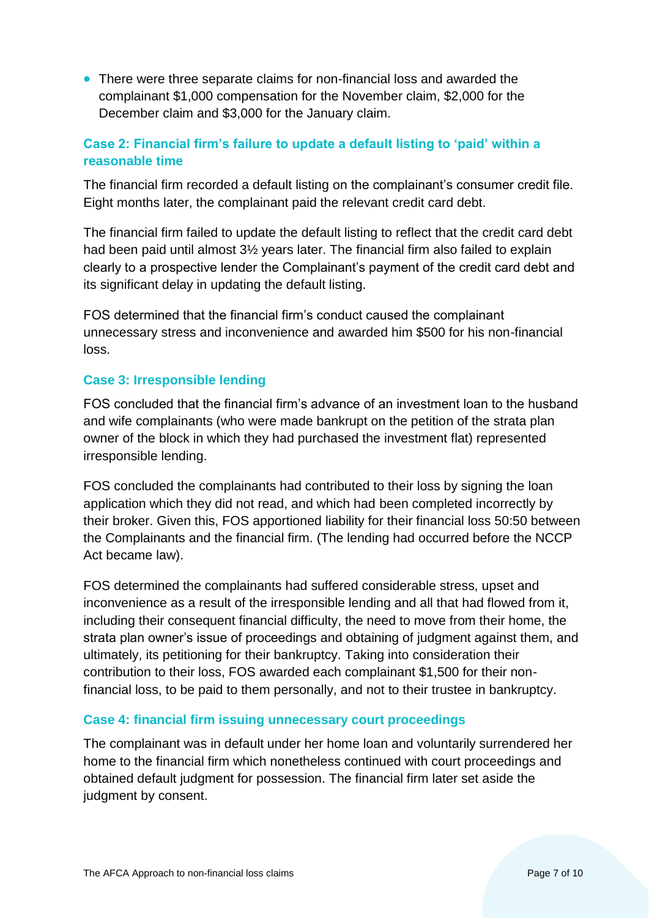- There were three separate claims for non-financial loss and awarded the complainant $1,000 compensation for the November claim, $2,000 for the December claim and $3,000 for the January claim.

### Case 2: Financial firm's failure to update a default listing to 'paid' within a reasonable time

The financial firm recorded a default listing on the complainant's consumer credit file. Eight months later, the complainant paid the relevant credit card debt.

The financial firm failed to update the default listing to reflect that the credit card debt had been paid until almost 3½ years later. The financial firm also failed to explain clearly to a prospective lender the Complainant's payment of the credit card debt and its significant delay in updating the default listing.

FOS determined that the financial firm's conduct caused the complainant unnecessary stress and inconvenience and awarded him $500 for his non-financial loss.

### Case 3: Irresponsible lending

FOS concluded that the financial firm's advance of an investment loan to the husband and wife complainants (who were made bankrupt on the petition of the strata plan owner of the block in which they had purchased the investment flat) represented irresponsible lending.

FOS concluded the complainants had contributed to their loss by signing the loan application which they did not read, and which had been completed incorrectly by their broker. Given this, FOS apportioned liability for their financial loss 50:50 between the Complainants and the financial firm. (The lending had occurred before the NCCP Act became law).

FOS determined the complainants had suffered considerable stress, upset and inconvenience as a result of the irresponsible lending and all that had flowed from it, including their consequent financial difficulty, the need to move from their home, the strata plan owner's issue of proceedings and obtaining of judgment against them, and ultimately, its petitioning for their bankruptcy. Taking into consideration their contribution to their loss, FOS awarded each complainant $1,500 for their non-financial loss, to be paid to them personally, and not to their trustee in bankruptcy.

### Case 4: financial firm issuing unnecessary court proceedings

The complainant was in default under her home loan and voluntarily surrendered her home to the financial firm which nonetheless continued with court proceedings and obtained default judgment for possession. The financial firm later set aside the judgment by consent.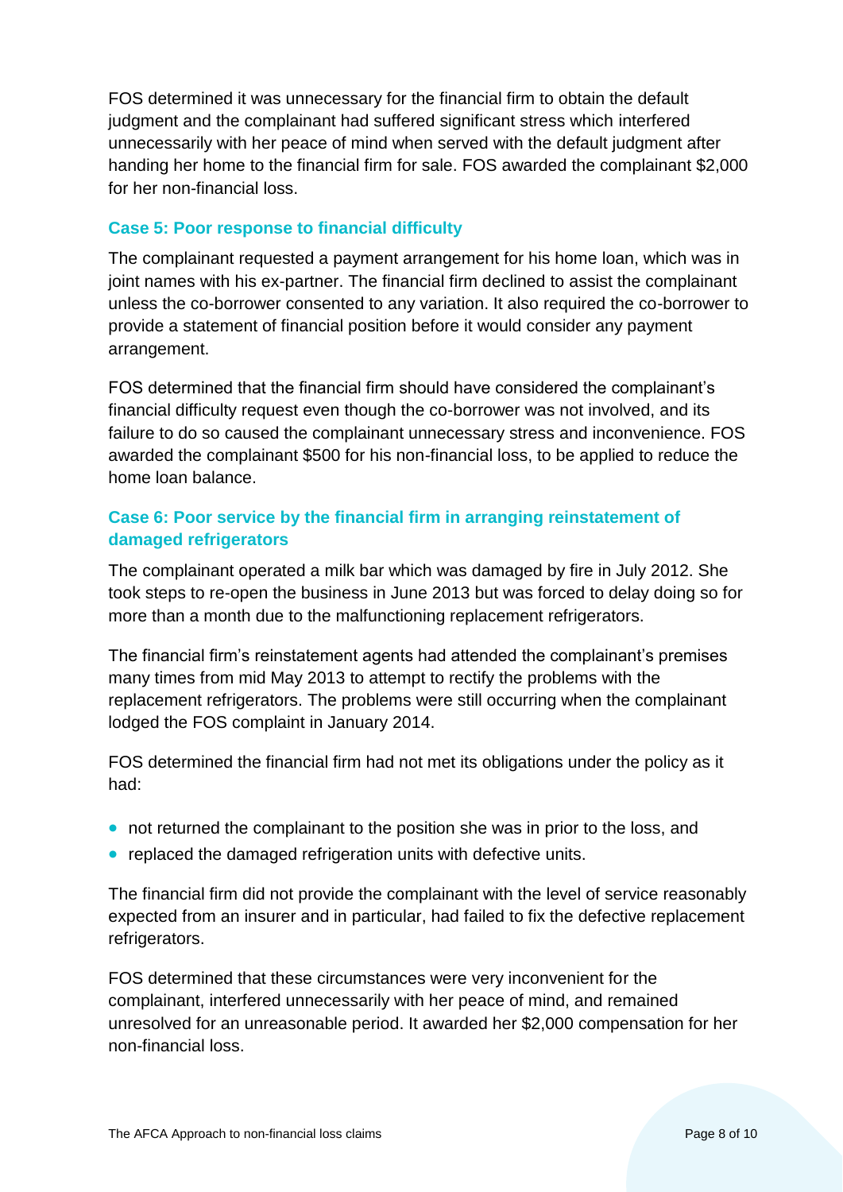FOS determined it was unnecessary for the financial firm to obtain the default judgment and the complainant had suffered significant stress which interfered unnecessarily with her peace of mind when served with the default judgment after handing her home to the financial firm for sale. FOS awarded the complainant $2,000 for her non-financial loss.

### Case 5: Poor response to financial difficulty

The complainant requested a payment arrangement for his home loan, which was in joint names with his ex-partner. The financial firm declined to assist the complainant unless the co-borrower consented to any variation. It also required the co-borrower to provide a statement of financial position before it would consider any payment arrangement.

FOS determined that the financial firm should have considered the complainant's financial difficulty request even though the co-borrower was not involved, and its failure to do so caused the complainant unnecessary stress and inconvenience. FOS awarded the complainant $500 for his non-financial loss, to be applied to reduce the home loan balance.

### Case 6: Poor service by the financial firm in arranging reinstatement of damaged refrigerators

The complainant operated a milk bar which was damaged by fire in July 2012. She took steps to re-open the business in June 2013 but was forced to delay doing so for more than a month due to the malfunctioning replacement refrigerators.

The financial firm's reinstatement agents had attended the complainant's premises many times from mid May 2013 to attempt to rectify the problems with the replacement refrigerators. The problems were still occurring when the complainant lodged the FOS complaint in January 2014.

FOS determined the financial firm had not met its obligations under the policy as it had:

- not returned the complainant to the position she was in prior to the loss, and
- replaced the damaged refrigeration units with defective units.

The financial firm did not provide the complainant with the level of service reasonably expected from an insurer and in particular, had failed to fix the defective replacement refrigerators.

FOS determined that these circumstances were very inconvenient for the complainant, interfered unnecessarily with her peace of mind, and remained unresolved for an unreasonable period. It awarded her $2,000 compensation for her non-financial loss.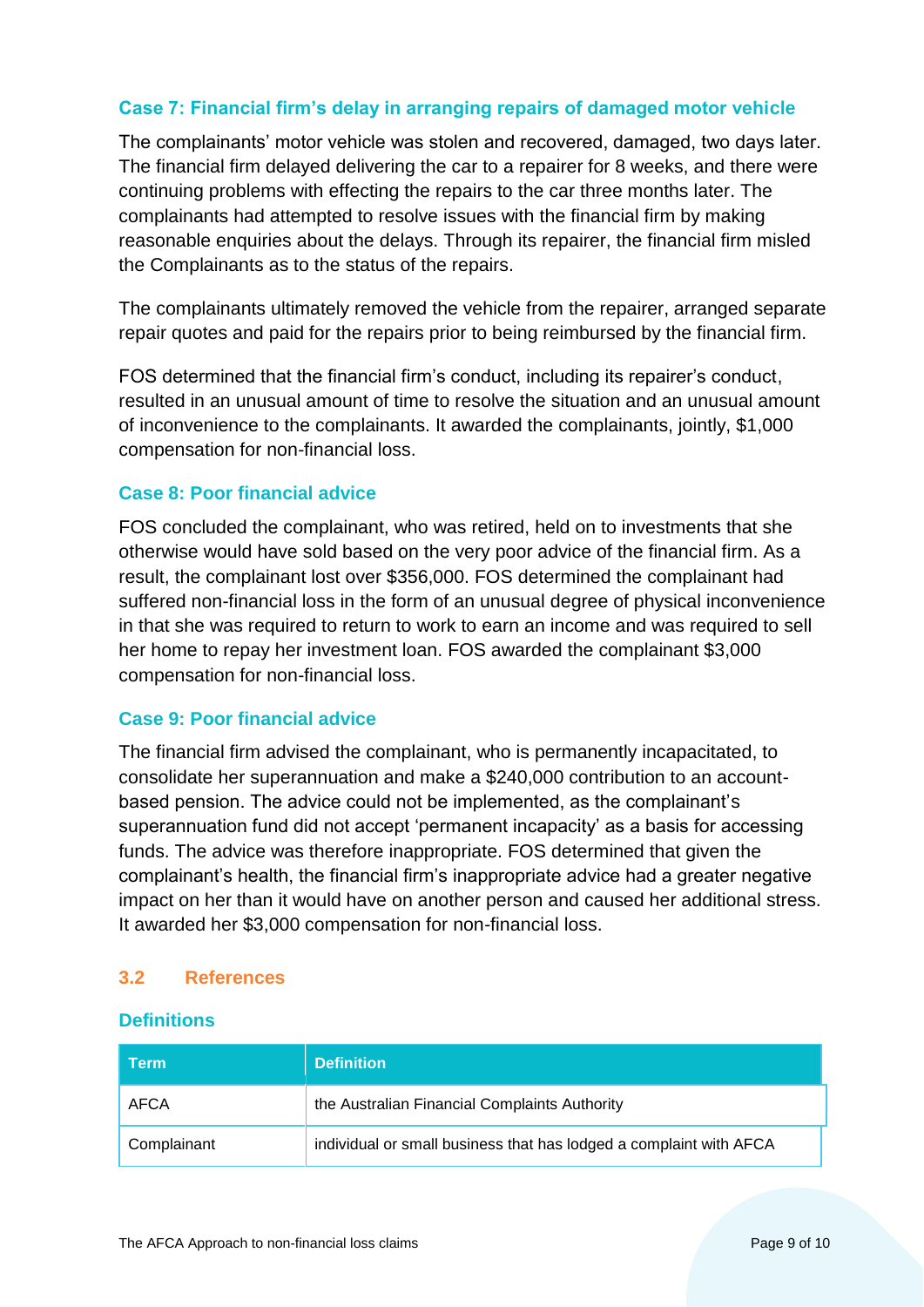### Case 7: Financial firm's delay in arranging repairs of damaged motor vehicle

The complainants' motor vehicle was stolen and recovered, damaged, two days later. The financial firm delayed delivering the car to a repairer for 8 weeks, and there were continuing problems with effecting the repairs to the car three months later. The complainants had attempted to resolve issues with the financial firm by making reasonable enquiries about the delays. Through its repairer, the financial firm misled the Complainants as to the status of the repairs.

The complainants ultimately removed the vehicle from the repairer, arranged separate repair quotes and paid for the repairs prior to being reimbursed by the financial firm.

FOS determined that the financial firm's conduct, including its repairer's conduct, resulted in an unusual amount of time to resolve the situation and an unusual amount of inconvenience to the complainants. It awarded the complainants, jointly, $1,000 compensation for non-financial loss.

### Case 8: Poor financial advice

FOS concluded the complainant, who was retired, held on to investments that she otherwise would have sold based on the very poor advice of the financial firm. As a result, the complainant lost over $356,000. FOS determined the complainant had suffered non-financial loss in the form of an unusual degree of physical inconvenience in that she was required to return to work to earn an income and was required to sell her home to repay her investment loan. FOS awarded the complainant $3,000 compensation for non-financial loss.

### Case 9: Poor financial advice

The financial firm advised the complainant, who is permanently incapacitated, to consolidate her superannuation and make a $240,000 contribution to an account-based pension. The advice could not be implemented, as the complainant's superannuation fund did not accept 'permanent incapacity' as a basis for accessing funds. The advice was therefore inappropriate. FOS determined that given the complainant's health, the financial firm's inappropriate advice had a greater negative impact on her than it would have on another person and caused her additional stress. It awarded her $3,000 compensation for non-financial loss.

## 3.2 References

### Definitions

| Term | Definition |
|---|---|
| AFCA | the Australian Financial Complaints Authority |
| Complainant | individual or small business that has lodged a complaint with AFCA |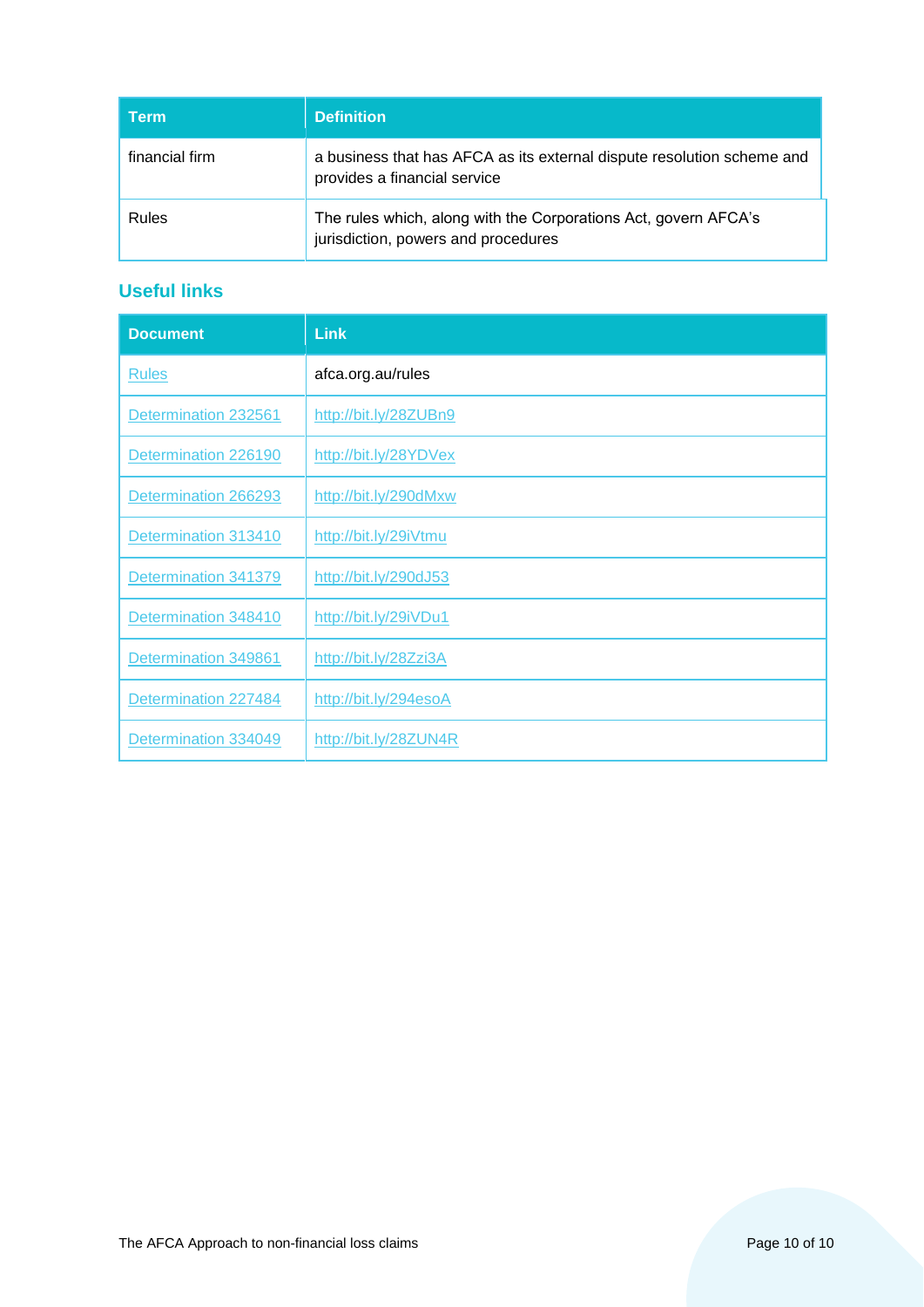| Term | Definition |
|---|---|
| financial firm | a business that has AFCA as its external dispute resolution scheme and provides a financial service |
| Rules | The rules which, along with the Corporations Act, govern AFCA's jurisdiction, powers and procedures |

## Useful links

| Document | Link |
|---|---|
| Rules | afca.org.au/rules |
| Determination 232561 | http://bit.ly/28ZUBn9 |
| Determination 226190 | http://bit.ly/28YDVex |
| Determination 266293 | http://bit.ly/290dMxw |
| Determination 313410 | http://bit.ly/29iVtmu |
| Determination 341379 | http://bit.ly/290dJ53 |
| Determination 348410 | http://bit.ly/29iVDu1 |
| Determination 349861 | http://bit.ly/28Zzi3A |
| Determination 227484 | http://bit.ly/294esoA |
| Determination 334049 | http://bit.ly/28ZUN4R |